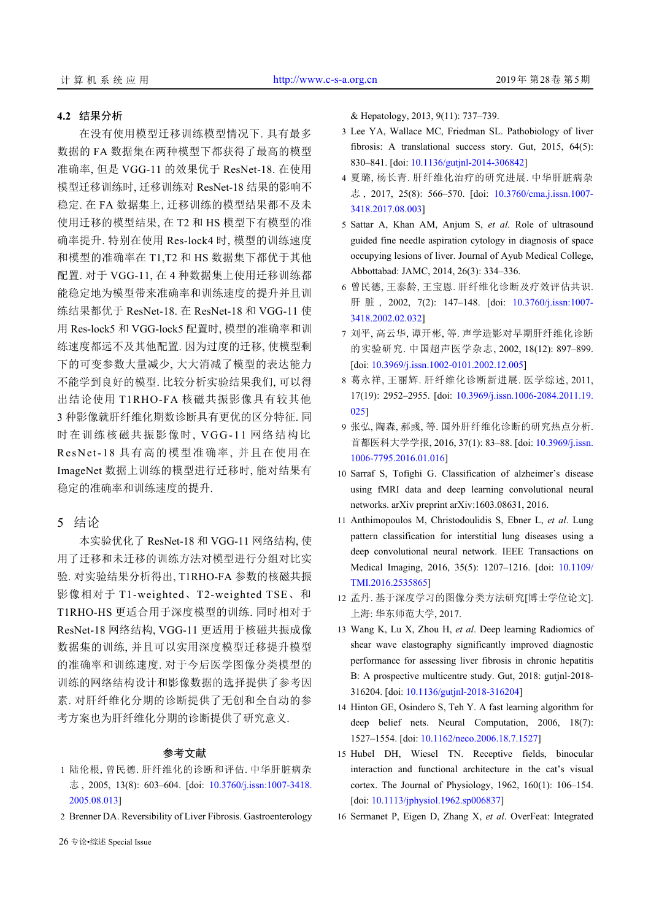### 4.2 结果分析

在没有使用模型迁移训练模型情况下. 具有最多数据的 FA 数据集在两种模型下都获得了最高的模型准确率, 但是 VGG-11 的效果优于 ResNet-18. 在使用模型迁移训练时, 迁移训练对 ResNet-18 结果的影响不稳定. 在 FA 数据集上, 迁移训练的模型结果都不及未使用迁移的模型结果, 在 T2 和 HS 模型下有模型的准确率提升. 特别在使用 Res-lock4 时, 模型的训练速度和模型的准确率在 T1,T2 和 HS 数据集下都优于其他配置. 对于 VGG-11, 在 4 种数据集上使用迁移训练都能稳定地为模型带来准确率和训练速度的提升并且训练结果都优于 ResNet-18. 在 ResNet-18 和 VGG-11 使用 Res-lock5 和 VGG-lock5 配置时, 模型的准确率和训练速度都远不及其他配置. 因为过度的迁移, 使模型剩下的可变参数大量减少, 大大消减了模型的表达能力不能学到良好的模型. 比较分析实验结果我们, 可以得出结论使用 T1RHO-FA 核磁共振影像具有较其他 3 种影像就肝纤维化期数诊断具有更优的区分特征. 同时在训练核磁共振影像时, VGG-11 网络结构比 ResNet-18 具有高的模型准确率, 并且在使用在 ImageNet 数据上训练的模型进行迁移时, 能对结果有稳定的准确率和训练速度的提升.

## 5 结论

本实验优化了 ResNet-18 和 VGG-11 网络结构, 使用了迁移和未迁移的训练方法对模型进行分组对比实验. 对实验结果分析得出, T1RHO-FA 参数的核磁共振影像相对于 T1-weighted、T2-weighted TSE、和 T1RHO-HS 更适合用于深度模型的训练. 同时相对于 ResNet-18 网络结构, VGG-11 更适用于核磁共振成像数据集的训练, 并且可以实用深度模型迁移提升模型的准确率和训练速度. 对于今后医学图像分类模型的训练的网络结构设计和影像数据的选择提供了参考因素. 对肝纤维化分期的诊断提供了无创和全自动的参考方案也为肝纤维化分期的诊断提供了研究意义.

### 参考文献

1 陆伦根, 曾民德. 肝纤维化的诊断和评估. 中华肝脏病杂志, 2005, 13(8): 603–604. [doi: 10.3760/j.issn:1007-3418.2005.08.013]

2 Brenner DA. Reversibility of Liver Fibrosis. Gastroenterology & Hepatology, 2013, 9(11): 737–739.

3 Lee YA, Wallace MC, Friedman SL. Pathobiology of liver fibrosis: A translational success story. Gut, 2015, 64(5): 830–841. [doi: 10.1136/gutjnl-2014-306842]

4 夏璐, 杨长青. 肝纤维化治疗的研究进展. 中华肝脏病杂志, 2017, 25(8): 566–570. [doi: 10.3760/cma.j.issn.1007-3418.2017.08.003]

5 Sattar A, Khan AM, Anjum S, *et al*. Role of ultrasound guided fine needle aspiration cytology in diagnosis of space occupying lesions of liver. Journal of Ayub Medical College, Abbottabad: JAMC, 2014, 26(3): 334–336.

6 曾民德, 王泰龄, 王宝恩. 肝纤维化诊断及疗效评估共识. 肝脏, 2002, 7(2): 147–148. [doi: 10.3760/j.issn:1007-3418.2002.02.032]

7 刘平, 高云华, 谭开彬, 等. 声学造影对早期肝纤维化诊断的实验研究. 中国超声医学杂志, 2002, 18(12): 897–899. [doi: 10.3969/j.issn.1002-0101.2002.12.005]

8 葛永祥, 王丽辉. 肝纤维化诊断新进展. 医学综述, 2011, 17(19): 2952–2955. [doi: 10.3969/j.issn.1006-2084.2011.19.025]

9 张弘, 陶森, 郝彧, 等. 国外肝纤维化诊断的研究热点分析. 首都医科大学学报, 2016, 37(1): 83–88. [doi: 10.3969/j.issn.1006-7795.2016.01.016]

10 Sarraf S, Tofighi G. Classification of alzheimer's disease using fMRI data and deep learning convolutional neural networks. arXiv preprint arXiv:1603.08631, 2016.

11 Anthimopoulos M, Christodoulidis S, Ebner L, *et al*. Lung pattern classification for interstitial lung diseases using a deep convolutional neural network. IEEE Transactions on Medical Imaging, 2016, 35(5): 1207–1216. [doi: 10.1109/TMI.2016.2535865]

12 孟丹. 基于深度学习的图像分类方法研究[博士学位论文]. 上海: 华东师范大学, 2017.

13 Wang K, Lu X, Zhou H, *et al*. Deep learning Radiomics of shear wave elastography significantly improved diagnostic performance for assessing liver fibrosis in chronic hepatitis B: A prospective multicentre study. Gut, 2018: gutjnl-2018-316204. [doi: 10.1136/gutjnl-2018-316204]

14 Hinton GE, Osindero S, Teh Y. A fast learning algorithm for deep belief nets. Neural Computation, 2006, 18(7): 1527–1554. [doi: 10.1162/neco.2006.18.7.1527]

15 Hubel DH, Wiesel TN. Receptive fields, binocular interaction and functional architecture in the cat's visual cortex. The Journal of Physiology, 1962, 160(1): 106–154. [doi: 10.1113/jphysiol.1962.sp006837]

16 Sermanet P, Eigen D, Zhang X, *et al*. OverFeat: Integrated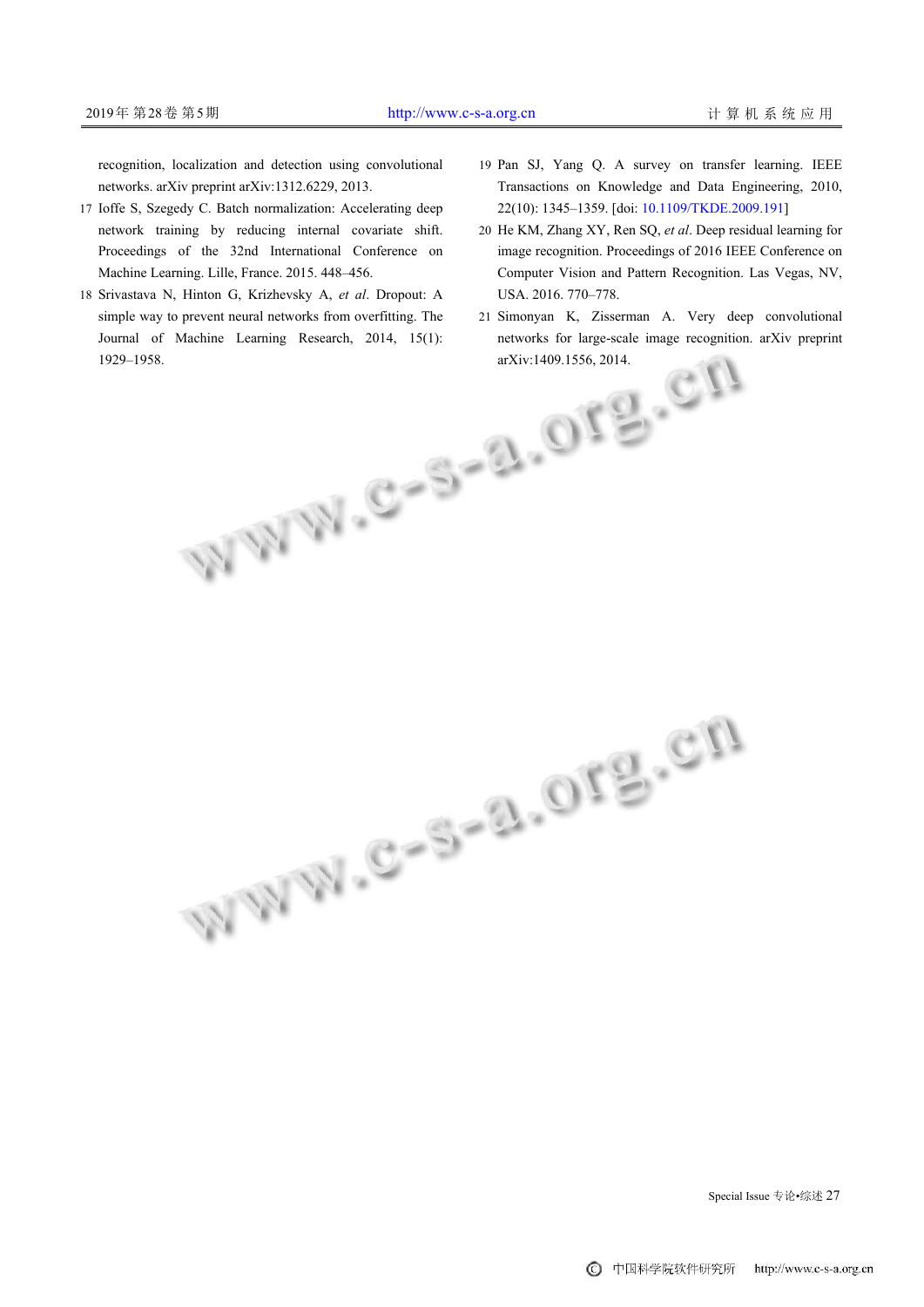recognition, localization and detection using convolutional networks. arXiv preprint arXiv:1312.6229, 2013.

17 Ioffe S, Szegedy C. Batch normalization: Accelerating deep network training by reducing internal covariate shift. Proceedings of the 32nd International Conference on Machine Learning. Lille, France. 2015. 448–456.

18 Srivastava N, Hinton G, Krizhevsky A, *et al*. Dropout: A simple way to prevent neural networks from overfitting. The Journal of Machine Learning Research, 2014, 15(1): 1929–1958.

19 Pan SJ, Yang Q. A survey on transfer learning. IEEE Transactions on Knowledge and Data Engineering, 2010, 22(10): 1345–1359. [doi: 10.1109/TKDE.2009.191]

20 He KM, Zhang XY, Ren SQ, *et al*. Deep residual learning for image recognition. Proceedings of 2016 IEEE Conference on Computer Vision and Pattern Recognition. Las Vegas, NV, USA. 2016. 770–778.

21 Simonyan K, Zisserman A. Very deep convolutional networks for large-scale image recognition. arXiv preprint arXiv:1409.1556, 2014.